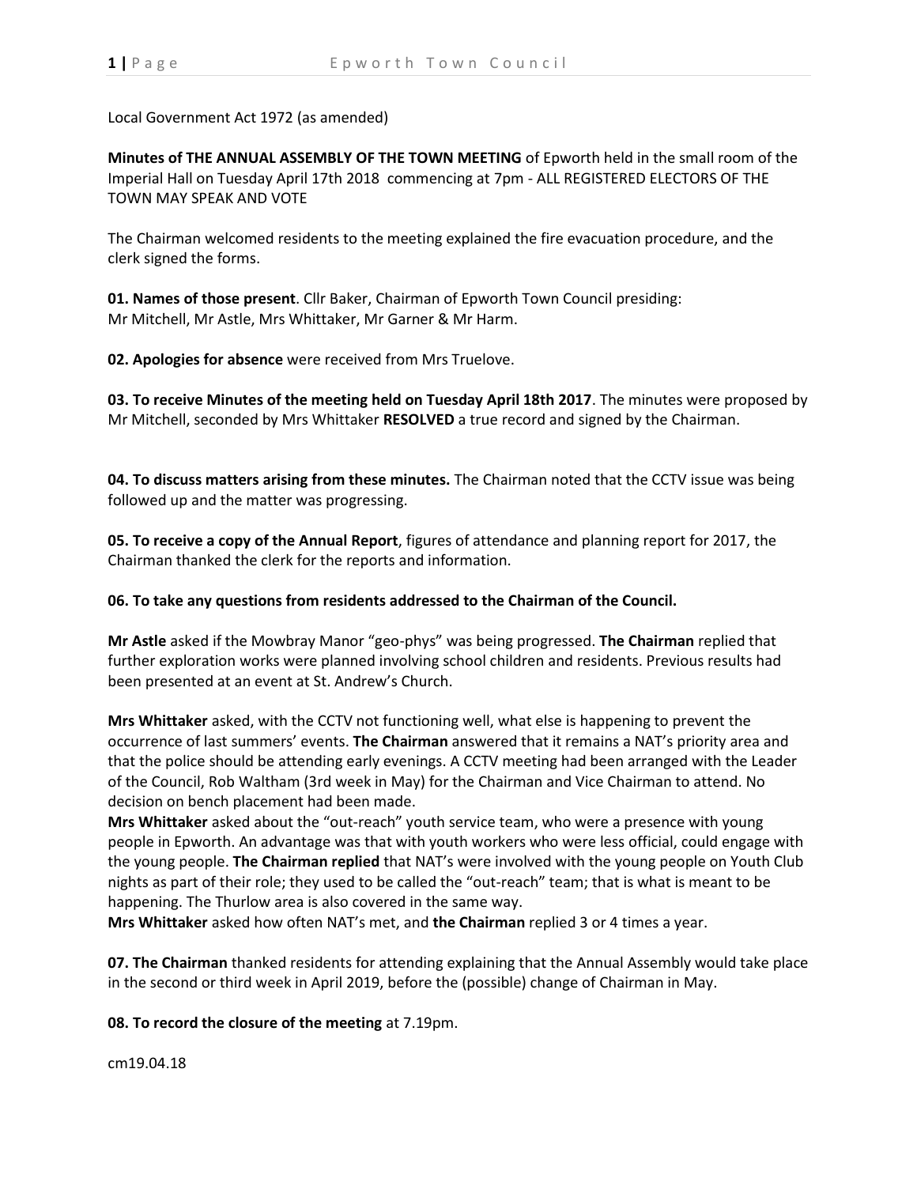Local Government Act 1972 (as amended)

**Minutes of THE ANNUAL ASSEMBLY OF THE TOWN MEETING** of Epworth held in the small room of the Imperial Hall on Tuesday April 17th 2018 commencing at 7pm - ALL REGISTERED ELECTORS OF THE TOWN MAY SPEAK AND VOTE

The Chairman welcomed residents to the meeting explained the fire evacuation procedure, and the clerk signed the forms.

**01. Names of those present**. Cllr Baker, Chairman of Epworth Town Council presiding: Mr Mitchell, Mr Astle, Mrs Whittaker, Mr Garner & Mr Harm.

**02. Apologies for absence** were received from Mrs Truelove.

**03. To receive Minutes of the meeting held on Tuesday April 18th 2017**. The minutes were proposed by Mr Mitchell, seconded by Mrs Whittaker **RESOLVED** a true record and signed by the Chairman.

**04. To discuss matters arising from these minutes.** The Chairman noted that the CCTV issue was being followed up and the matter was progressing.

**05. To receive a copy of the Annual Report**, figures of attendance and planning report for 2017, the Chairman thanked the clerk for the reports and information.

**06. To take any questions from residents addressed to the Chairman of the Council.**

**Mr Astle** asked if the Mowbray Manor "geo-phys" was being progressed. **The Chairman** replied that further exploration works were planned involving school children and residents. Previous results had been presented at an event at St. Andrew's Church.

**Mrs Whittaker** asked, with the CCTV not functioning well, what else is happening to prevent the occurrence of last summers' events. **The Chairman** answered that it remains a NAT's priority area and that the police should be attending early evenings. A CCTV meeting had been arranged with the Leader of the Council, Rob Waltham (3rd week in May) for the Chairman and Vice Chairman to attend. No decision on bench placement had been made.

**Mrs Whittaker** asked about the "out-reach" youth service team, who were a presence with young people in Epworth. An advantage was that with youth workers who were less official, could engage with the young people. **The Chairman replied** that NAT's were involved with the young people on Youth Club nights as part of their role; they used to be called the "out-reach" team; that is what is meant to be happening. The Thurlow area is also covered in the same way.

**Mrs Whittaker** asked how often NAT's met, and **the Chairman** replied 3 or 4 times a year.

**07. The Chairman** thanked residents for attending explaining that the Annual Assembly would take place in the second or third week in April 2019, before the (possible) change of Chairman in May.

**08. To record the closure of the meeting** at 7.19pm.

cm19.04.18